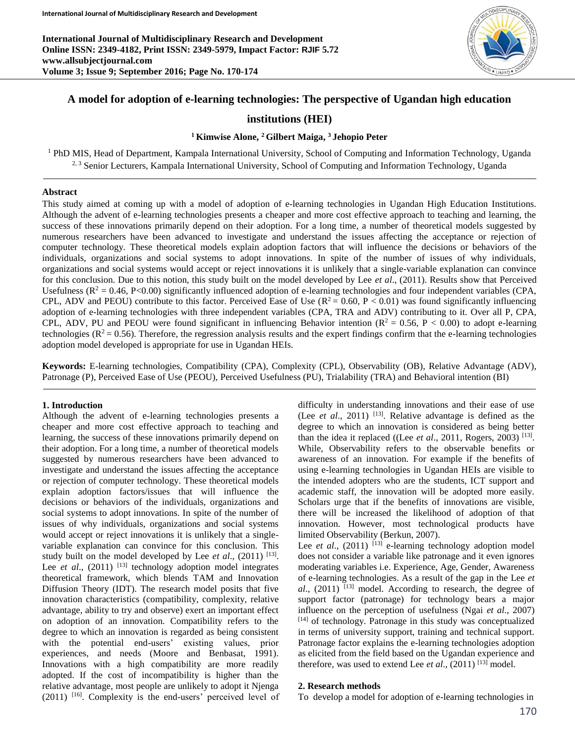# A model for adoption of e-learning technologies: The perspective of Ugandan high education institutions (HEI)

**[1] Kimwise Alone, [2] Gilbert Maiga, [3] Jehopio Peter**

[1] PhD MIS, Head of Department, Kampala International University, School of Computing and Information Technology, Uganda
[2, 3] Senior Lecturers, Kampala International University, School of Computing and Information Technology, Uganda

## Abstract

This study aimed at coming up with a model of adoption of e-learning technologies in Ugandan High Education Institutions. Although the advent of e-learning technologies presents a cheaper and more cost effective approach to teaching and learning, the success of these innovations primarily depend on their adoption. For a long time, a number of theoretical models suggested by numerous researchers have been advanced to investigate and understand the issues affecting the acceptance or rejection of computer technology. These theoretical models explain adoption factors that will influence the decisions or behaviors of the individuals, organizations and social systems to adopt innovations. In spite of the number of issues of why individuals, organizations and social systems would accept or reject innovations it is unlikely that a single-variable explanation can convince for this conclusion. Due to this notion, this study built on the model developed by Lee *et al*., (2011). Results show that Perceived Usefulness ($R^2 = 0.46$, $P<0.00$) significantly influenced adoption of e-learning technologies and four independent variables (CPA, CPL, ADV and PEOU) contribute to this factor. Perceived Ease of Use ($R^2 = 0.60$, $P < 0.01$) was found significantly influencing adoption of e-learning technologies with three independent variables (CPA, TRA and ADV) contributing to it. Over all P, CPA, CPL, ADV, PU and PEOU were found significant in influencing Behavior intention ($R^2 = 0.56$, $P < 0.00$) to adopt e-learning technologies ($R^2 = 0.56$). Therefore, the regression analysis results and the expert findings confirm that the e-learning technologies adoption model developed is appropriate for use in Ugandan HEIs.

**Keywords:** E-learning technologies, Compatibility (CPA), Complexity (CPL), Observability (OB), Relative Advantage (ADV), Patronage (P), Perceived Ease of Use (PEOU), Perceived Usefulness (PU), Trialability (TRA) and Behavioral intention (BI)

## 1. Introduction

Although the advent of e-learning technologies presents a cheaper and more cost effective approach to teaching and learning, the success of these innovations primarily depend on their adoption. For a long time, a number of theoretical models suggested by numerous researchers have been advanced to investigate and understand the issues affecting the acceptance or rejection of computer technology. These theoretical models explain adoption factors/issues that will influence the decisions or behaviors of the individuals, organizations and social systems to adopt innovations. In spite of the number of issues of why individuals, organizations and social systems would accept or reject innovations it is unlikely that a single-variable explanation can convince for this conclusion. This study built on the model developed by Lee *et al*., (2011) [13]. Lee *et al*., (2011) [13] technology adoption model integrates theoretical framework, which blends TAM and Innovation Diffusion Theory (IDT). The research model posits that five innovation characteristics (compatibility, complexity, relative advantage, ability to try and observe) exert an important effect on adoption of an innovation. Compatibility refers to the degree to which an innovation is regarded as being consistent with the potential end-users' existing values, prior experiences, and needs (Moore and Benbasat, 1991). Innovations with a high compatibility are more readily adopted. If the cost of incompatibility is higher than the relative advantage, most people are unlikely to adopt it Njenga (2011) [16]. Complexity is the end-users' perceived level of difficulty in understanding innovations and their ease of use (Lee *et al*., 2011) [13]. Relative advantage is defined as the degree to which an innovation is considered as being better than the idea it replaced ((Lee *et al*., 2011, Rogers, 2003) [13]. While, Observability refers to the observable benefits or awareness of an innovation. For example if the benefits of using e-learning technologies in Ugandan HEIs are visible to the intended adopters who are the students, ICT support and academic staff, the innovation will be adopted more easily. Scholars urge that if the benefits of innovations are visible, there will be increased the likelihood of adoption of that innovation. However, most technological products have limited Observability (Berkun, 2007).

Lee *et al*., (2011) [13] e-learning technology adoption model does not consider a variable like patronage and it even ignores moderating variables i.e. Experience, Age, Gender, Awareness of e-learning technologies. As a result of the gap in the Lee *et al*., (2011) [13] model. According to research, the degree of support factor (patronage) for technology bears a major influence on the perception of usefulness (Ngai *et al*., 2007) [14] of technology. Patronage in this study was conceptualized in terms of university support, training and technical support. Patronage factor explains the e-learning technologies adoption as elicited from the field based on the Ugandan experience and therefore, was used to extend Lee *et al*., (2011) [13] model.

## 2. Research methods

To develop a model for adoption of e-learning technologies in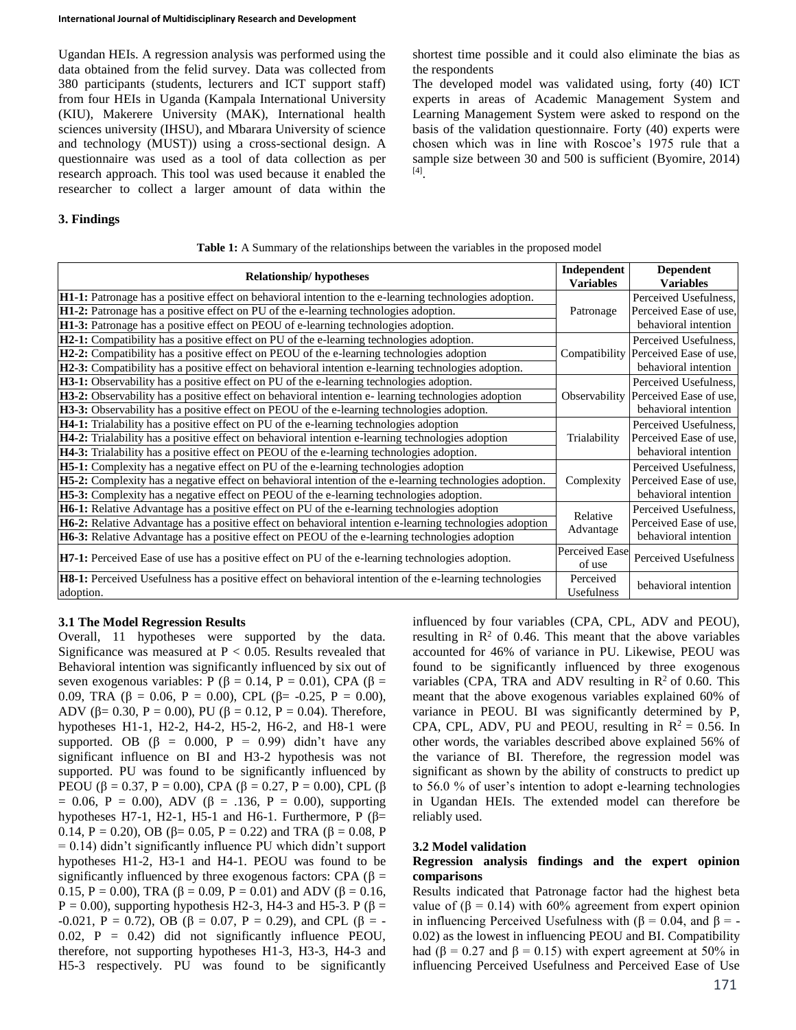Ugandan HEIs. A regression analysis was performed using the data obtained from the felid survey. Data was collected from 380 participants (students, lecturers and ICT support staff) from four HEIs in Uganda (Kampala International University (KIU), Makerere University (MAK), International health sciences university (IHSU), and Mbarara University of science and technology (MUST)) using a cross-sectional design. A questionnaire was used as a tool of data collection as per research approach. This tool was used because it enabled the researcher to collect a larger amount of data within the shortest time possible and it could also eliminate the bias as the respondents

The developed model was validated using, forty (40) ICT experts in areas of Academic Management System and Learning Management System were asked to respond on the basis of the validation questionnaire. Forty (40) experts were chosen which was in line with Roscoe's 1975 rule that a sample size between 30 and 500 is sufficient (Byomire, 2014) [4].

## 3. Findings

**Table 1:** A Summary of the relationships between the variables in the proposed model

| Relationship/ hypotheses | Independent Variables | Dependent Variables |
|---|---|---|
| **H1-1:** Patronage has a positive effect on behavioral intention to the e-learning technologies adoption. | Patronage | Perceived Usefulness, |
| **H1-2:** Patronage has a positive effect on PU of the e-learning technologies adoption. | | Perceived Ease of use, |
| **H1-3:** Patronage has a positive effect on PEOU of e-learning technologies adoption. | | behavioral intention |
| **H2-1:** Compatibility has a positive effect on PU of the e-learning technologies adoption. | Compatibility | Perceived Usefulness, |
| **H2-2:** Compatibility has a positive effect on PEOU of the e-learning technologies adoption | | Perceived Ease of use, |
| **H2-3:** Compatibility has a positive effect on behavioral intention e-learning technologies adoption. | | behavioral intention |
| **H3-1:** Observability has a positive effect on PU of the e-learning technologies adoption. | Observability | Perceived Usefulness, |
| **H3-2:** Observability has a positive effect on behavioral intention e- learning technologies adoption | | Perceived Ease of use, |
| **H3-3:** Observability has a positive effect on PEOU of the e-learning technologies adoption. | | behavioral intention |
| **H4-1:** Trialability has a positive effect on PU of the e-learning technologies adoption | Trialability | Perceived Usefulness, |
| **H4-2:** Trialability has a positive effect on behavioral intention e-learning technologies adoption | | Perceived Ease of use, |
| **H4-3:** Trialability has a positive effect on PEOU of the e-learning technologies adoption. | | behavioral intention |
| **H5-1:** Complexity has a negative effect on PU of the e-learning technologies adoption | Complexity | Perceived Usefulness, |
| **H5-2:** Complexity has a negative effect on behavioral intention of the e-learning technologies adoption. | | Perceived Ease of use, |
| **H5-3:** Complexity has a negative effect on PEOU of the e-learning technologies adoption. | | behavioral intention |
| **H6-1:** Relative Advantage has a positive effect on PU of the e-learning technologies adoption | Relative Advantage | Perceived Usefulness, |
| **H6-2:** Relative Advantage has a positive effect on behavioral intention e-learning technologies adoption | | Perceived Ease of use, |
| **H6-3:** Relative Advantage has a positive effect on PEOU of the e-learning technologies adoption | | behavioral intention |
| **H7-1:** Perceived Ease of use has a positive effect on PU of the e-learning technologies adoption. | Perceived Ease of use | Perceived Usefulness |
| **H8-1:** Perceived Usefulness has a positive effect on behavioral intention of the e-learning technologies adoption. | Perceived Usefulness | behavioral intention |

### 3.1 The Model Regression Results

Overall, 11 hypotheses were supported by the data. Significance was measured at $P < 0.05$. Results revealed that Behavioral intention was significantly influenced by six out of seven exogenous variables: P ($\beta = 0.14$, $P = 0.01$), CPA ($\beta = 0.09$, TRA ($\beta = 0.06$, $P = 0.00$), CPL ($\beta = -0.25$, $P = 0.00$), ADV ($\beta = 0.30$, $P = 0.00$), PU ($\beta = 0.12$, $P = 0.04$). Therefore, hypotheses H1-1, H2-2, H4-2, H5-2, H6-2, and H8-1 were supported. OB ($\beta = 0.000$, $P = 0.99$) didn't have any significant influence on BI and H3-2 hypothesis was not supported. PU was found to be significantly influenced by PEOU ($\beta = 0.37$, $P = 0.00$), CPA ($\beta = 0.27$, $P = 0.00$), CPL ($\beta = 0.06$, $P = 0.00$), ADV ($\beta = .136$, $P = 0.00$), supporting hypotheses H7-1, H2-1, H5-1 and H6-1. Furthermore, P ($\beta = 0.14$, $P = 0.20$), OB ($\beta = 0.05$, $P = 0.22$) and TRA ($\beta = 0.08$, $P = 0.14$) didn't significantly influence PU which didn't support hypotheses H1-2, H3-1 and H4-1. PEOU was found to be significantly influenced by three exogenous factors: CPA ($\beta = 0.15$, $P = 0.00$), TRA ($\beta = 0.09$, $P = 0.01$) and ADV ($\beta = 0.16$, $P = 0.00$), supporting hypothesis H2-3, H4-3 and H5-3. P ($\beta = -0.021$, $P = 0.72$), OB ($\beta = 0.07$, $P = 0.29$), and CPL ($\beta = -0.02$, $P = 0.42$) did not significantly influence PEOU, therefore, not supporting hypotheses H1-3, H3-3, H4-3 and H5-3 respectively. PU was found to be significantly influenced by four variables (CPA, CPL, ADV and PEOU), resulting in $R^2$ of 0.46. This meant that the above variables accounted for 46% of variance in PU. Likewise, PEOU was found to be significantly influenced by three exogenous variables (CPA, TRA and ADV resulting in $R^2$ of 0.60. This meant that the above exogenous variables explained 60% of variance in PEOU. BI was significantly determined by P, CPA, CPL, ADV, PU and PEOU, resulting in $R^2 = 0.56$. In other words, the variables described above explained 56% of the variance of BI. Therefore, the regression model was significant as shown by the ability of constructs to predict up to 56.0 % of user's intention to adopt e-learning technologies in Ugandan HEIs. The extended model can therefore be reliably used.

### 3.2 Model validation

**Regression analysis findings and the expert opinion comparisons**

Results indicated that Patronage factor had the highest beta value of ($\beta = 0.14$) with 60% agreement from expert opinion in influencing Perceived Usefulness with ($\beta = 0.04$, and $\beta = -0.02$) as the lowest in influencing PEOU and BI. Compatibility had ($\beta = 0.27$ and $\beta = 0.15$) with expert agreement at 50% in influencing Perceived Usefulness and Perceived Ease of Use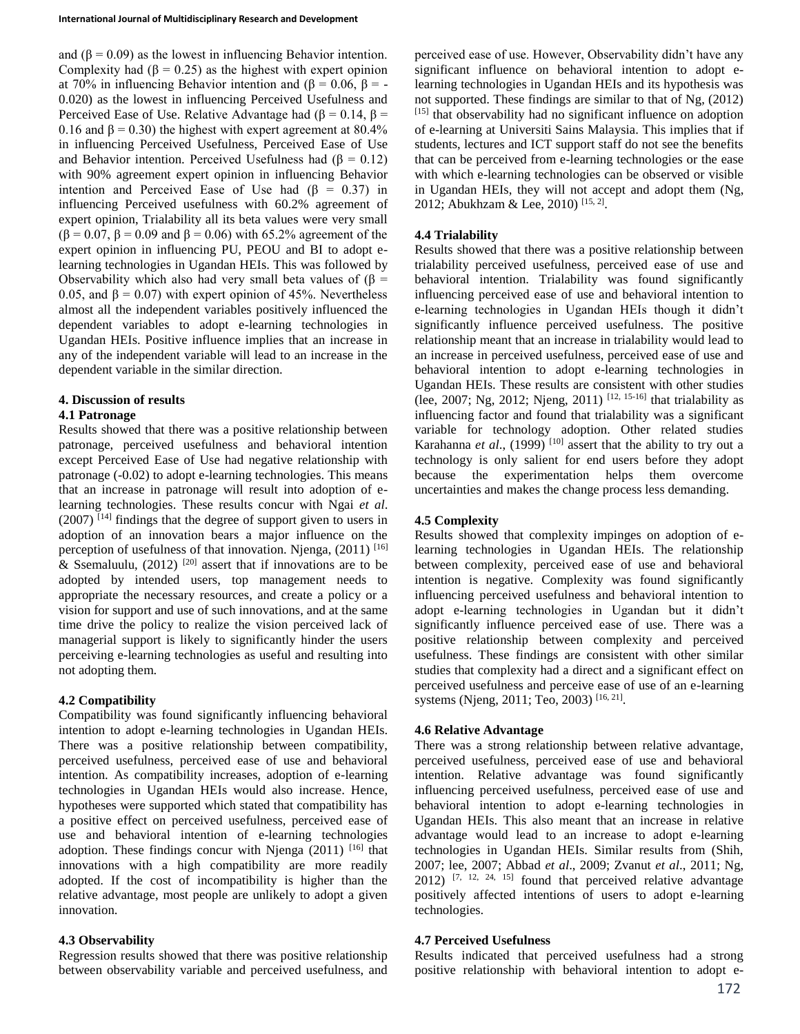and ($\beta = 0.09$) as the lowest in influencing Behavior intention. Complexity had ($\beta = 0.25$) as the highest with expert opinion at 70% in influencing Behavior intention and ($\beta = 0.06$, $\beta = -0.020$) as the lowest in influencing Perceived Usefulness and Perceived Ease of Use. Relative Advantage had ($\beta = 0.14$, $\beta = 0.16$ and $\beta = 0.30$) the highest with expert agreement at 80.4% in influencing Perceived Usefulness, Perceived Ease of Use and Behavior intention. Perceived Usefulness had ($\beta = 0.12$) with 90% agreement expert opinion in influencing Behavior intention and Perceived Ease of Use had ($\beta = 0.37$) in influencing Perceived usefulness with 60.2% agreement of expert opinion, Trialability all its beta values were very small ($\beta = 0.07$, $\beta = 0.09$ and $\beta = 0.06$) with 65.2% agreement of the expert opinion in influencing PU, PEOU and BI to adopt e-learning technologies in Ugandan HEIs. This was followed by Observability which also had very small beta values of ($\beta = 0.05$, and $\beta = 0.07$) with expert opinion of 45%. Nevertheless almost all the independent variables positively influenced the dependent variables to adopt e-learning technologies in Ugandan HEIs. Positive influence implies that an increase in any of the independent variable will lead to an increase in the dependent variable in the similar direction.

## 4. Discussion of results

### 4.1 Patronage

Results showed that there was a positive relationship between patronage, perceived usefulness and behavioral intention except Perceived Ease of Use had negative relationship with patronage (-0.02) to adopt e-learning technologies. This means that an increase in patronage will result into adoption of e-learning technologies. These results concur with Ngai *et al*. (2007) [14] findings that the degree of support given to users in adoption of an innovation bears a major influence on the perception of usefulness of that innovation. Njenga, (2011) [16] & Ssemaluulu, (2012) [20] assert that if innovations are to be adopted by intended users, top management needs to appropriate the necessary resources, and create a policy or a vision for support and use of such innovations, and at the same time drive the policy to realize the vision perceived lack of managerial support is likely to significantly hinder the users perceiving e-learning technologies as useful and resulting into not adopting them.

### 4.2 Compatibility

Compatibility was found significantly influencing behavioral intention to adopt e-learning technologies in Ugandan HEIs. There was a positive relationship between compatibility, perceived usefulness, perceived ease of use and behavioral intention. As compatibility increases, adoption of e-learning technologies in Ugandan HEIs would also increase. Hence, hypotheses were supported which stated that compatibility has a positive effect on perceived usefulness, perceived ease of use and behavioral intention of e-learning technologies adoption. These findings concur with Njenga (2011) [16] that innovations with a high compatibility are more readily adopted. If the cost of incompatibility is higher than the relative advantage, most people are unlikely to adopt a given innovation.

### 4.3 Observability

Regression results showed that there was positive relationship between observability variable and perceived usefulness, and perceived ease of use. However, Observability didn't have any significant influence on behavioral intention to adopt e-learning technologies in Ugandan HEIs and its hypothesis was not supported. These findings are similar to that of Ng, (2012) [15] that observability had no significant influence on adoption of e-learning at Universiti Sains Malaysia. This implies that if students, lectures and ICT support staff do not see the benefits that can be perceived from e-learning technologies or the ease with which e-learning technologies can be observed or visible in Ugandan HEIs, they will not accept and adopt them (Ng, 2012; Abukhzam & Lee, 2010) [15, 2].

### 4.4 Trialability

Results showed that there was a positive relationship between trialability perceived usefulness, perceived ease of use and behavioral intention. Trialability was found significantly influencing perceived ease of use and behavioral intention to e-learning technologies in Ugandan HEIs though it didn't significantly influence perceived usefulness. The positive relationship meant that an increase in trialability would lead to an increase in perceived usefulness, perceived ease of use and behavioral intention to adopt e-learning technologies in Ugandan HEIs. These results are consistent with other studies (lee, 2007; Ng, 2012; Njeng, 2011) [12, 15-16] that trialability as influencing factor and found that trialability was a significant variable for technology adoption. Other related studies Karahanna *et al*., (1999) [10] assert that the ability to try out a technology is only salient for end users before they adopt because the experimentation helps them overcome uncertainties and makes the change process less demanding.

### 4.5 Complexity

Results showed that complexity impinges on adoption of e-learning technologies in Ugandan HEIs. The relationship between complexity, perceived ease of use and behavioral intention is negative. Complexity was found significantly influencing perceived usefulness and behavioral intention to adopt e-learning technologies in Ugandan but it didn't significantly influence perceived ease of use. There was a positive relationship between complexity and perceived usefulness. These findings are consistent with other similar studies that complexity had a direct and a significant effect on perceived usefulness and perceive ease of use of an e-learning systems (Njeng, 2011; Teo, 2003) [16, 21].

### 4.6 Relative Advantage

There was a strong relationship between relative advantage, perceived usefulness, perceived ease of use and behavioral intention. Relative advantage was found significantly influencing perceived usefulness, perceived ease of use and behavioral intention to adopt e-learning technologies in Ugandan HEIs. This also meant that an increase in relative advantage would lead to an increase to adopt e-learning technologies in Ugandan HEIs. Similar results from (Shih, 2007; lee, 2007; Abbad *et al*., 2009; Zvanut *et al*., 2011; Ng, 2012) [7, 12, 24, 15] found that perceived relative advantage positively affected intentions of users to adopt e-learning technologies.

### 4.7 Perceived Usefulness

Results indicated that perceived usefulness had a strong positive relationship with behavioral intention to adopt e-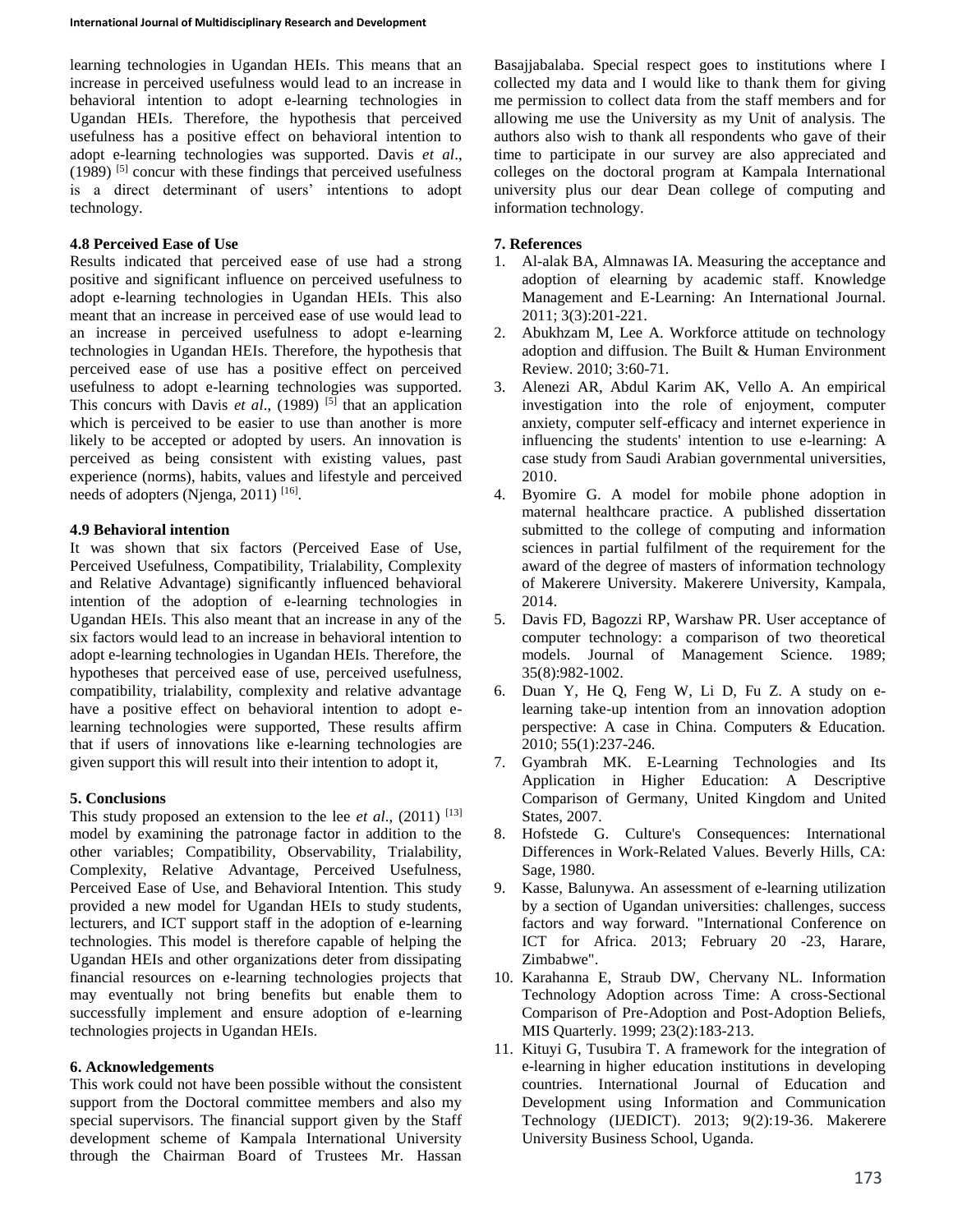learning technologies in Ugandan HEIs. This means that an increase in perceived usefulness would lead to an increase in behavioral intention to adopt e-learning technologies in Ugandan HEIs. Therefore, the hypothesis that perceived usefulness has a positive effect on behavioral intention to adopt e-learning technologies was supported. Davis *et al*., (1989) [5] concur with these findings that perceived usefulness is a direct determinant of users' intentions to adopt technology.

### 4.8 Perceived Ease of Use

Results indicated that perceived ease of use had a strong positive and significant influence on perceived usefulness to adopt e-learning technologies in Ugandan HEIs. This also meant that an increase in perceived ease of use would lead to an increase in perceived usefulness to adopt e-learning technologies in Ugandan HEIs. Therefore, the hypothesis that perceived ease of use has a positive effect on perceived usefulness to adopt e-learning technologies was supported. This concurs with Davis *et al*., (1989) [5] that an application which is perceived to be easier to use than another is more likely to be accepted or adopted by users. An innovation is perceived as being consistent with existing values, past experience (norms), habits, values and lifestyle and perceived needs of adopters (Njenga, 2011) [16].

### 4.9 Behavioral intention

It was shown that six factors (Perceived Ease of Use, Perceived Usefulness, Compatibility, Trialability, Complexity and Relative Advantage) significantly influenced behavioral intention of the adoption of e-learning technologies in Ugandan HEIs. This also meant that an increase in any of the six factors would lead to an increase in behavioral intention to adopt e-learning technologies in Ugandan HEIs. Therefore, the hypotheses that perceived ease of use, perceived usefulness, compatibility, trialability, complexity and relative advantage have a positive effect on behavioral intention to adopt e-learning technologies were supported, These results affirm that if users of innovations like e-learning technologies are given support this will result into their intention to adopt it,

## 5. Conclusions

This study proposed an extension to the lee *et al*., (2011) [13] model by examining the patronage factor in addition to the other variables; Compatibility, Observability, Trialability, Complexity, Relative Advantage, Perceived Usefulness, Perceived Ease of Use, and Behavioral Intention. This study provided a new model for Ugandan HEIs to study students, lecturers, and ICT support staff in the adoption of e-learning technologies. This model is therefore capable of helping the Ugandan HEIs and other organizations deter from dissipating financial resources on e-learning technologies projects that may eventually not bring benefits but enable them to successfully implement and ensure adoption of e-learning technologies projects in Ugandan HEIs.

## 6. Acknowledgements

This work could not have been possible without the consistent support from the Doctoral committee members and also my special supervisors. The financial support given by the Staff development scheme of Kampala International University through the Chairman Board of Trustees Mr. Hassan Basajjabalaba. Special respect goes to institutions where I collected my data and I would like to thank them for giving me permission to collect data from the staff members and for allowing me use the University as my Unit of analysis. The authors also wish to thank all respondents who gave of their time to participate in our survey are also appreciated and colleges on the doctoral program at Kampala International university plus our dear Dean college of computing and information technology.

## 7. References

1. Al-alak BA, Almnawas IA. Measuring the acceptance and adoption of elearning by academic staff. Knowledge Management and E-Learning: An International Journal. 2011; 3(3):201-221.
2. Abukhzam M, Lee A. Workforce attitude on technology adoption and diffusion. The Built & Human Environment Review. 2010; 3:60-71.
3. Alenezi AR, Abdul Karim AK, Vello A. An empirical investigation into the role of enjoyment, computer anxiety, computer self-efficacy and internet experience in influencing the students' intention to use e-learning: A case study from Saudi Arabian governmental universities, 2010.
4. Byomire G. A model for mobile phone adoption in maternal healthcare practice. A published dissertation submitted to the college of computing and information sciences in partial fulfilment of the requirement for the award of the degree of masters of information technology of Makerere University. Makerere University, Kampala, 2014.
5. Davis FD, Bagozzi RP, Warshaw PR. User acceptance of computer technology: a comparison of two theoretical models. Journal of Management Science. 1989; 35(8):982-1002.
6. Duan Y, He Q, Feng W, Li D, Fu Z. A study on e-learning take-up intention from an innovation adoption perspective: A case in China. Computers & Education. 2010; 55(1):237-246.
7. Gyambrah MK. E-Learning Technologies and Its Application in Higher Education: A Descriptive Comparison of Germany, United Kingdom and United States, 2007.
8. Hofstede G. Culture's Consequences: International Differences in Work-Related Values. Beverly Hills, CA: Sage, 1980.
9. Kasse, Balunywa. An assessment of e-learning utilization by a section of Ugandan universities: challenges, success factors and way forward. "International Conference on ICT for Africa. 2013; February 20 -23, Harare, Zimbabwe".
10. Karahanna E, Straub DW, Chervany NL. Information Technology Adoption across Time: A cross-Sectional Comparison of Pre-Adoption and Post-Adoption Beliefs, MIS Quarterly. 1999; 23(2):183-213.
11. Kituyi G, Tusubira T. A framework for the integration of e-learning in higher education institutions in developing countries. International Journal of Education and Development using Information and Communication Technology (IJEDICT). 2013; 9(2):19-36. Makerere University Business School, Uganda.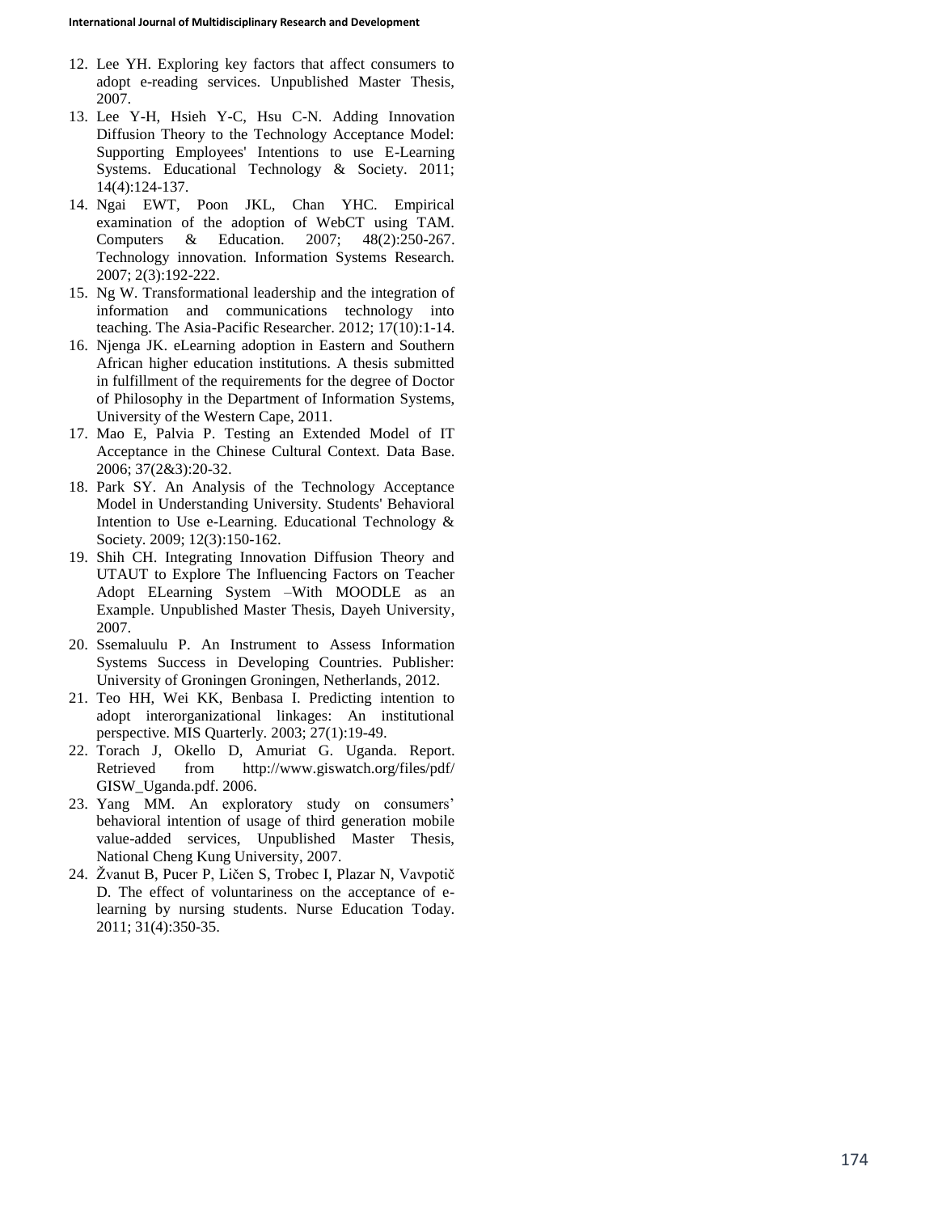12. Lee YH. Exploring key factors that affect consumers to adopt e-reading services. Unpublished Master Thesis, 2007.
13. Lee Y-H, Hsieh Y-C, Hsu C-N. Adding Innovation Diffusion Theory to the Technology Acceptance Model: Supporting Employees' Intentions to use E-Learning Systems. Educational Technology & Society. 2011; 14(4):124-137.
14. Ngai EWT, Poon JKL, Chan YHC. Empirical examination of the adoption of WebCT using TAM. Computers & Education. 2007; 48(2):250-267. Technology innovation. Information Systems Research. 2007; 2(3):192-222.
15. Ng W. Transformational leadership and the integration of information and communications technology into teaching. The Asia-Pacific Researcher. 2012; 17(10):1-14.
16. Njenga JK. eLearning adoption in Eastern and Southern African higher education institutions. A thesis submitted in fulfillment of the requirements for the degree of Doctor of Philosophy in the Department of Information Systems, University of the Western Cape, 2011.
17. Mao E, Palvia P. Testing an Extended Model of IT Acceptance in the Chinese Cultural Context. Data Base. 2006; 37(2&3):20-32.
18. Park SY. An Analysis of the Technology Acceptance Model in Understanding University. Students' Behavioral Intention to Use e-Learning. Educational Technology & Society. 2009; 12(3):150-162.
19. Shih CH. Integrating Innovation Diffusion Theory and UTAUT to Explore The Influencing Factors on Teacher Adopt ELearning System –With MOODLE as an Example. Unpublished Master Thesis, Dayeh University, 2007.
20. Ssemaluulu P. An Instrument to Assess Information Systems Success in Developing Countries. Publisher: University of Groningen Groningen, Netherlands, 2012.
21. Teo HH, Wei KK, Benbasa I. Predicting intention to adopt interorganizational linkages: An institutional perspective. MIS Quarterly. 2003; 27(1):19-49.
22. Torach J, Okello D, Amuriat G. Uganda. Report. Retrieved from http://www.giswatch.org/files/pdf/GISW_Uganda.pdf. 2006.
23. Yang MM. An exploratory study on consumers' behavioral intention of usage of third generation mobile value-added services, Unpublished Master Thesis, National Cheng Kung University, 2007.
24. Žvanut B, Pucer P, Ličen S, Trobec I, Plazar N, Vavpotič D. The effect of voluntariness on the acceptance of e-learning by nursing students. Nurse Education Today. 2011; 31(4):350-35.